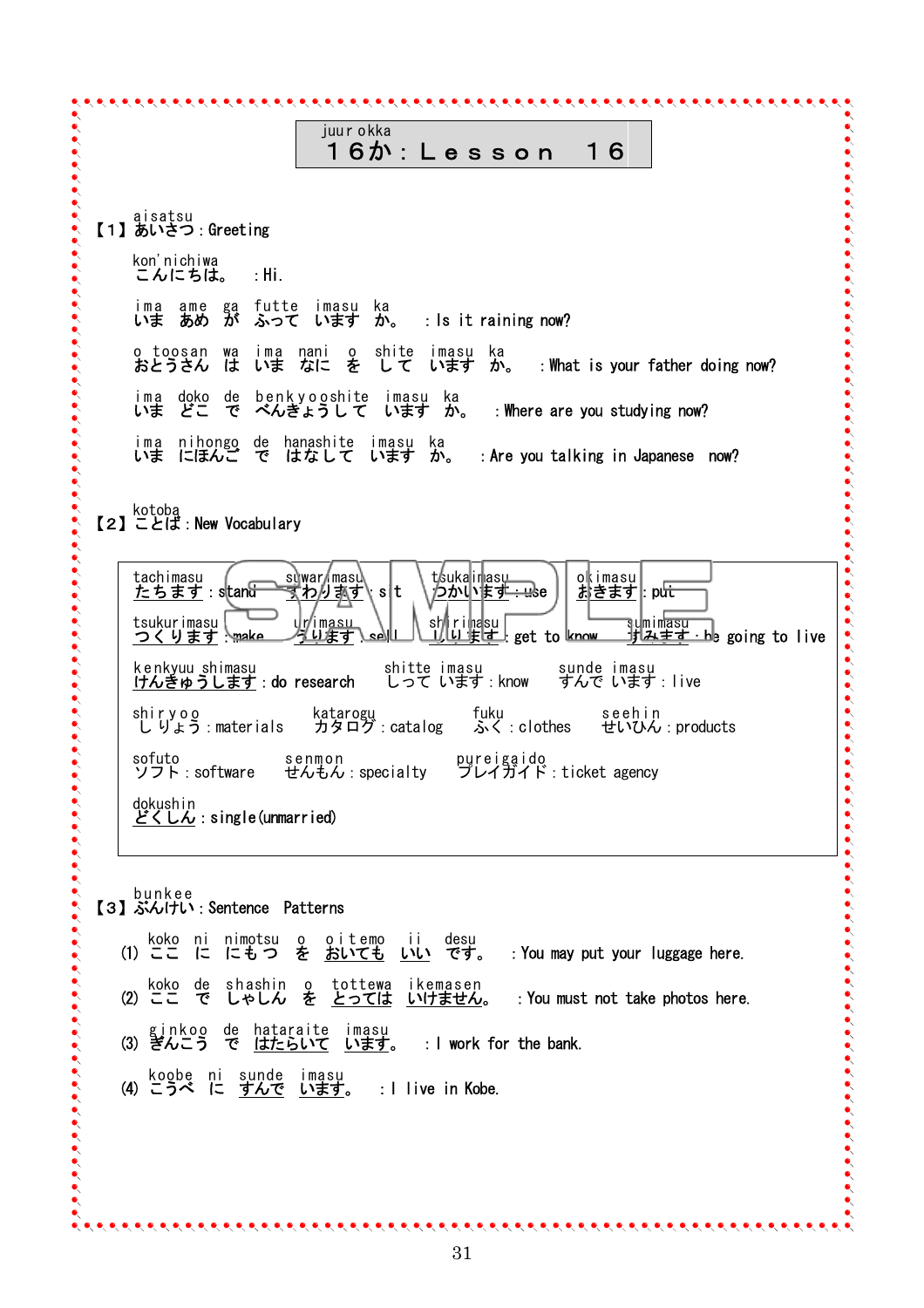# juur okka
# １６か：Ｌｅｓｓｏｎ　１６

## 【１】あいさつ：Greeting
(aisatsu)

kon'nichiwa
こんにちは。　：Hi.

ima ame ga futte imasu ka
いま あめ が ふって います か。　：Is it raining now?

o toosan wa ima nani o shite imasu ka
おとうさん は いま なに を して います か。　：What is your father doing now?

ima doko de benkyooshite imasu ka
いま どこ で べんきょうして います か。　：Where are you studying now?

ima nihongo de hanashite imasu ka
いま にほんご で はなして います か。　：Are you talking in Japanese now?

## 【２】ことば：New Vocabulary
(kotoba)

tachimasu たちます：stand　suwarimasu すわります：sit　tsukaimasu つかいます：use　okimasu おきます：put

tsukurimasu つくります：make　urimasu うります：sell　shirimasu しります：get to know　sumimasu すみます：be going to live

kenkyuu shimasu けんきゅうします：do research　shitte imasu しって います：know　sunde imasu すんで います：live

shiryoo しりょう：materials　katarogu カタログ：catalog　fuku ふく：clothes　seehin せいひん：products

sofuto ソフト：software　senmon せんもん：specialty　pureigaido プレイガイド：ticket agency

dokushin どくしん：single(unmarried)

## 【３】ぶんけい：Sentence Patterns
(bunkee)

(1) koko ni nimotsu o oitemo ii desu
ここ に にもつ を おいても いい です。　：You may put your luggage here.

(2) koko de shashin o tottewa ikemasen
ここ で しゃしん を とっては いけません。　：You must not take photos here.

(3) ginkoo de hataraite imasu
ぎんこう で はたらいて います。　：I work for the bank.

(4) koobe ni sunde imasu
こうべ に すんで います。　：I live in Kobe.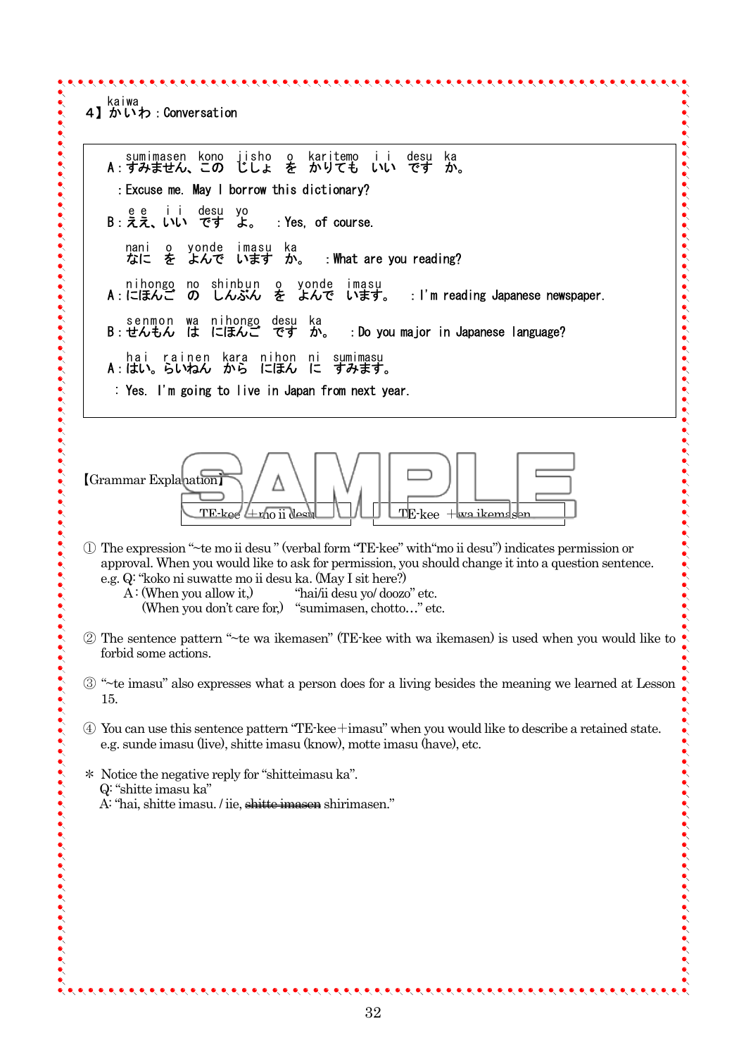## 4】かいわ（kaiwa）：Conversation

A：すみません、この じしょ を かりても いい です か。
(sumimasen kono jisho o karitemo ii desu ka)

：Excuse me. May I borrow this dictionary?

B：ええ、いい です よ。
(ee ii desu yo)
：Yes, of course.

なに を よんで います か。
(nani o yonde imasu ka)
：What are you reading?

A：にほんご の しんぶん を よんで います。
(nihongo no shinbun o yonde imasu)
：I'm reading Japanese newspaper.

B：せんもん は にほんご です か。
(senmon wa nihongo desu ka)
：Do you major in Japanese language?

A：はい。らいねん から にほん に すみます。
(hai rainen kara nihon ni sumimasu)

：Yes. I'm going to live in Japan from next year.

【Grammar Explanation】

TE-kee ＋mo ii desu　　TE-kee ＋wa ikemasen

① The expression "~te mo ii desu" (verbal form "TE-kee" with "mo ii desu") indicates permission or approval. When you would like to ask for permission, you should change it into a question sentence.
e.g. Q: "koko ni suwatte mo ii desu ka. (May I sit here?)
A：(When you allow it,)　"hai/ii desu yo/ doozo" etc.
(When you don't care for,)　"sumimasen, chotto…" etc.

② The sentence pattern "~te wa ikemasen" (TE-kee with wa ikemasen) is used when you would like to forbid some actions.

③ "~te imasu" also expresses what a person does for a living besides the meaning we learned at Lesson 15.

④ You can use this sentence pattern "TE-kee＋imasu" when you would like to describe a retained state.
e.g. sunde imasu (live), shitte imasu (know), motte imasu (have), etc.

＊ Notice the negative reply for "shitteimasu ka".
Q: "shitte imasu ka"
A: "hai, shitte imasu. / iie, ~~shitte imasen~~ shirimasen."